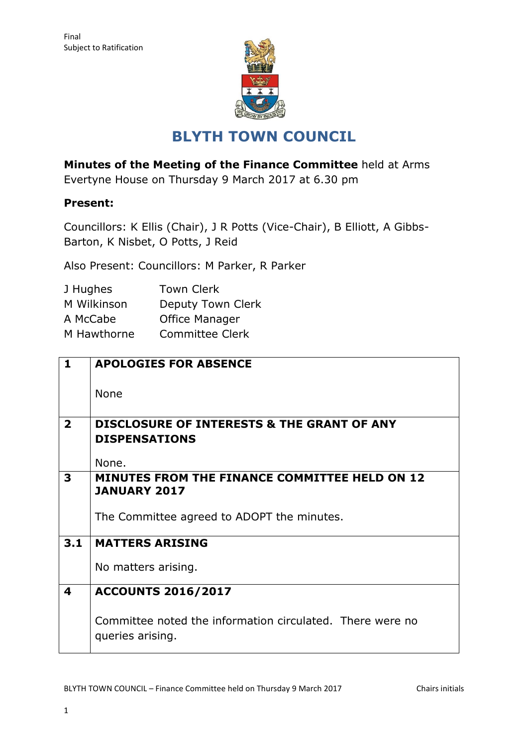Final
Subject to Ratification

# BLYTH TOWN COUNCIL

**Minutes of the Meeting of the Finance Committee** held at Arms Evertyne House on Thursday 9 March 2017 at 6.30 pm

**Present:**

Councillors: K Ellis (Chair), J R Potts (Vice-Chair), B Elliott, A Gibbs-Barton, K Nisbet, O Potts, J Reid

Also Present: Councillors: M Parker, R Parker

| | |
|---|---|
| J Hughes | Town Clerk |
| M Wilkinson | Deputy Town Clerk |
| A McCabe | Office Manager |
| M Hawthorne | Committee Clerk |

| | |
|---|---|
| **1** | **APOLOGIES FOR ABSENCE**<br><br>None |
| **2** | **DISCLOSURE OF INTERESTS & THE GRANT OF ANY DISPENSATIONS**<br><br>None. |
| **3** | **MINUTES FROM THE FINANCE COMMITTEE HELD ON 12 JANUARY 2017**<br><br>The Committee agreed to ADOPT the minutes. |
| **3.1** | **MATTERS ARISING**<br><br>No matters arising. |
| **4** | **ACCOUNTS 2016/2017**<br><br>Committee noted the information circulated. There were no queries arising. |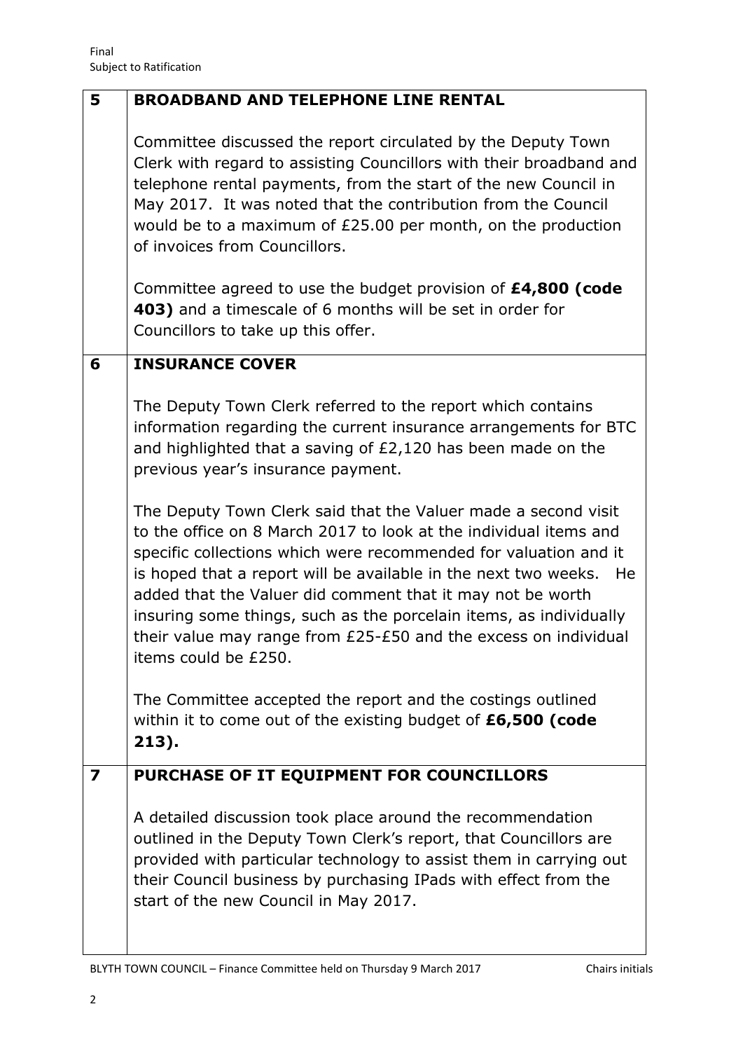| | |
|---|---|
| **5** | **BROADBAND AND TELEPHONE LINE RENTAL**<br><br>Committee discussed the report circulated by the Deputy Town Clerk with regard to assisting Councillors with their broadband and telephone rental payments, from the start of the new Council in May 2017. It was noted that the contribution from the Council would be to a maximum of £25.00 per month, on the production of invoices from Councillors.<br><br>Committee agreed to use the budget provision of **£4,800 (code 403)** and a timescale of 6 months will be set in order for Councillors to take up this offer. |
| **6** | **INSURANCE COVER**<br><br>The Deputy Town Clerk referred to the report which contains information regarding the current insurance arrangements for BTC and highlighted that a saving of £2,120 has been made on the previous year's insurance payment.<br><br>The Deputy Town Clerk said that the Valuer made a second visit to the office on 8 March 2017 to look at the individual items and specific collections which were recommended for valuation and it is hoped that a report will be available in the next two weeks. He added that the Valuer did comment that it may not be worth insuring some things, such as the porcelain items, as individually their value may range from £25-£50 and the excess on individual items could be £250.<br><br>The Committee accepted the report and the costings outlined within it to come out of the existing budget of **£6,500 (code 213).** |
| **7** | **PURCHASE OF IT EQUIPMENT FOR COUNCILLORS**<br><br>A detailed discussion took place around the recommendation outlined in the Deputy Town Clerk's report, that Councillors are provided with particular technology to assist them in carrying out their Council business by purchasing IPads with effect from the start of the new Council in May 2017. |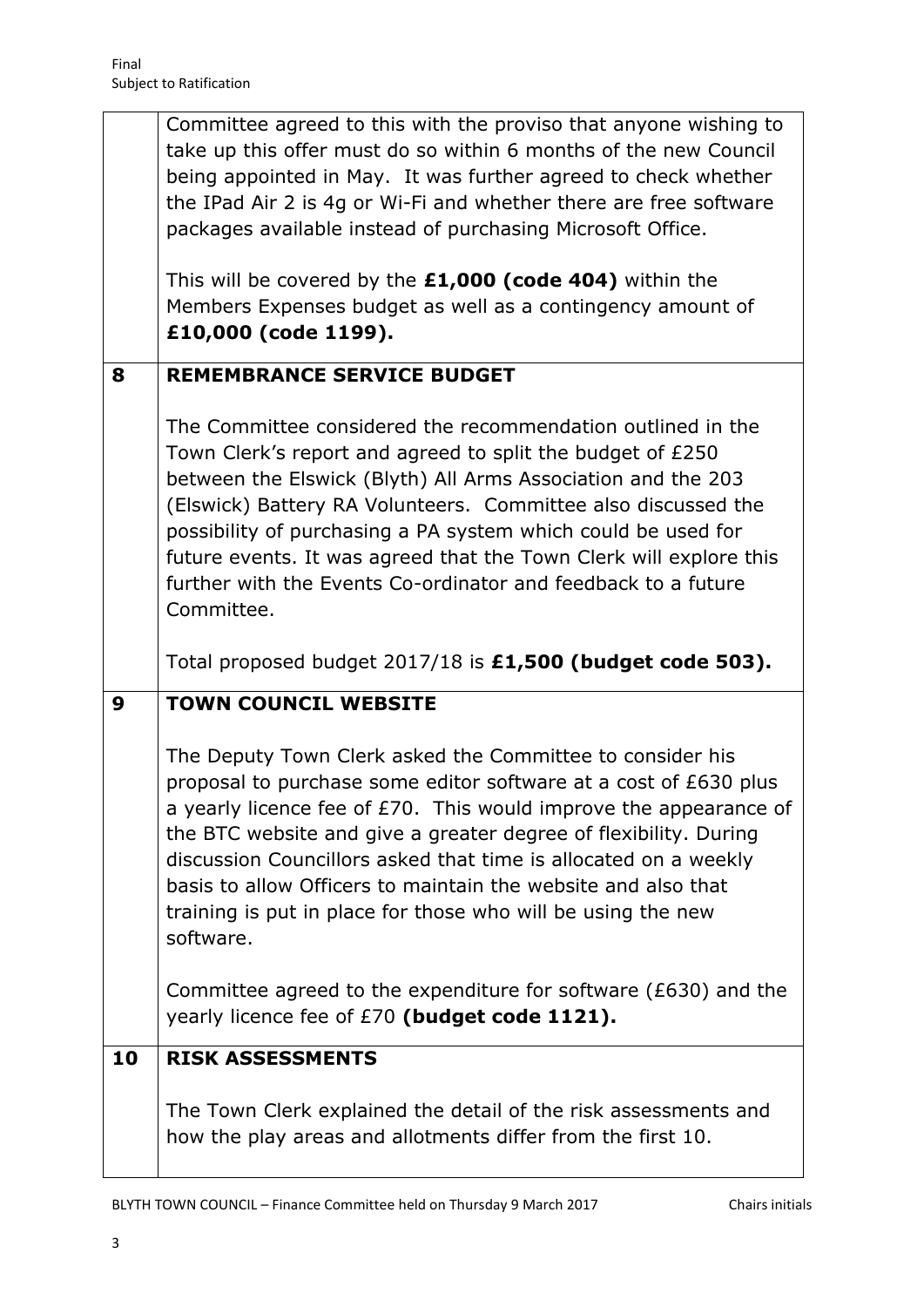| | |
|---|---|
| | Committee agreed to this with the proviso that anyone wishing to take up this offer must do so within 6 months of the new Council being appointed in May. It was further agreed to check whether the IPad Air 2 is 4g or Wi-Fi and whether there are free software packages available instead of purchasing Microsoft Office.<br><br>This will be covered by the **£1,000 (code 404)** within the Members Expenses budget as well as a contingency amount of **£10,000 (code 1199).** |
| **8** | **REMEMBRANCE SERVICE BUDGET**<br><br>The Committee considered the recommendation outlined in the Town Clerk's report and agreed to split the budget of £250 between the Elswick (Blyth) All Arms Association and the 203 (Elswick) Battery RA Volunteers. Committee also discussed the possibility of purchasing a PA system which could be used for future events. It was agreed that the Town Clerk will explore this further with the Events Co-ordinator and feedback to a future Committee.<br><br>Total proposed budget 2017/18 is **£1,500 (budget code 503).** |
| **9** | **TOWN COUNCIL WEBSITE**<br><br>The Deputy Town Clerk asked the Committee to consider his proposal to purchase some editor software at a cost of £630 plus a yearly licence fee of £70. This would improve the appearance of the BTC website and give a greater degree of flexibility. During discussion Councillors asked that time is allocated on a weekly basis to allow Officers to maintain the website and also that training is put in place for those who will be using the new software.<br><br>Committee agreed to the expenditure for software (£630) and the yearly licence fee of £70 **(budget code 1121).** |
| **10** | **RISK ASSESSMENTS**<br><br>The Town Clerk explained the detail of the risk assessments and how the play areas and allotments differ from the first 10. |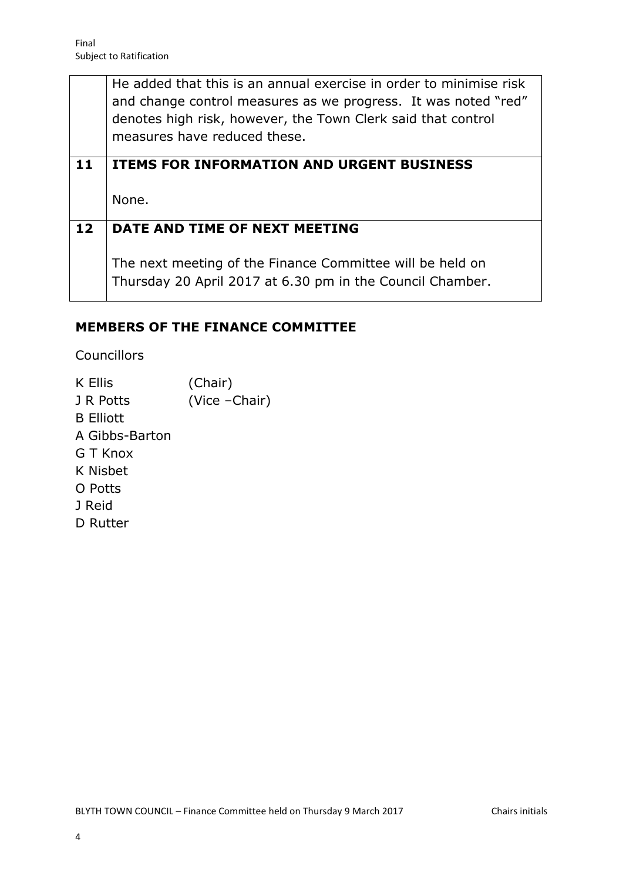|  |  |
|---|---|
|  | He added that this is an annual exercise in order to minimise risk and change control measures as we progress. It was noted "red" denotes high risk, however, the Town Clerk said that control measures have reduced these. |
| **11** | **ITEMS FOR INFORMATION AND URGENT BUSINESS**<br><br>None. |
| **12** | **DATE AND TIME OF NEXT MEETING**<br><br>The next meeting of the Finance Committee will be held on Thursday 20 April 2017 at 6.30 pm in the Council Chamber. |

**MEMBERS OF THE FINANCE COMMITTEE**

Councillors

K Ellis (Chair)
J R Potts (Vice –Chair)
B Elliott
A Gibbs-Barton
G T Knox
K Nisbet
O Potts
J Reid
D Rutter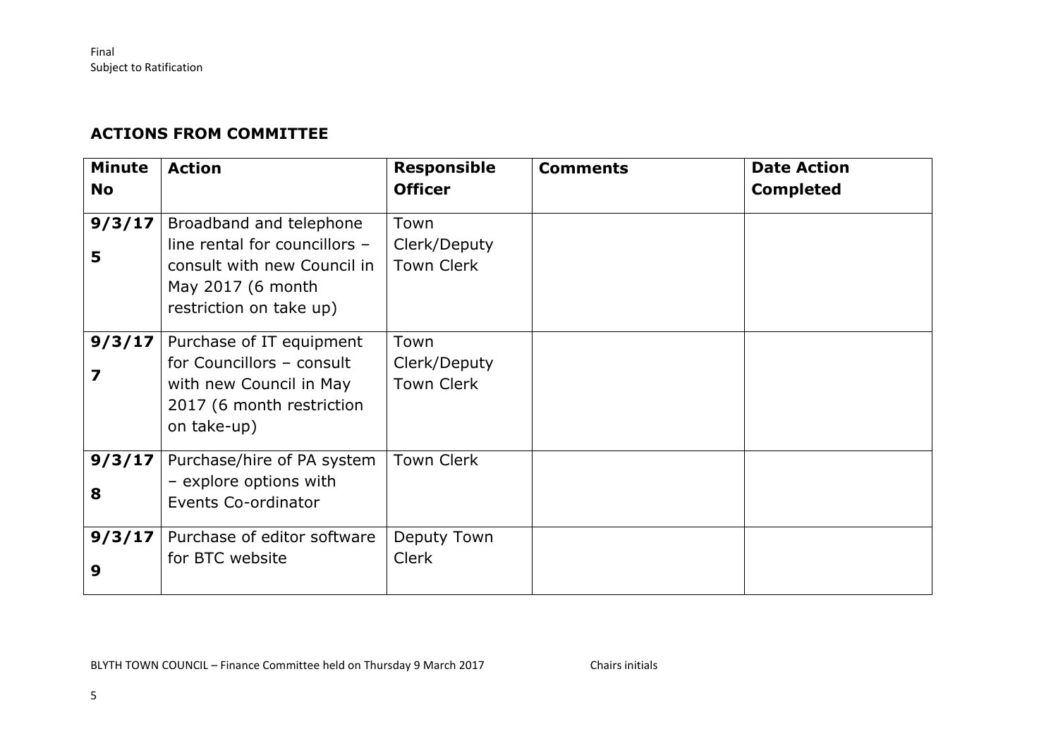## ACTIONS FROM COMMITTEE

| Minute No | Action | Responsible Officer | Comments | Date Action Completed |
|---|---|---|---|---|
| **9/3/17 5** | Broadband and telephone line rental for councillors – consult with new Council in May 2017 (6 month restriction on take up) | Town Clerk/Deputy Town Clerk | | |
| **9/3/17 7** | Purchase of IT equipment for Councillors – consult with new Council in May 2017 (6 month restriction on take-up) | Town Clerk/Deputy Town Clerk | | |
| **9/3/17 8** | Purchase/hire of PA system – explore options with Events Co-ordinator | Town Clerk | | |
| **9/3/17 9** | Purchase of editor software for BTC website | Deputy Town Clerk | | |

BLYTH TOWN COUNCIL – Finance Committee held on Thursday 9 March 2017 Chairs initials